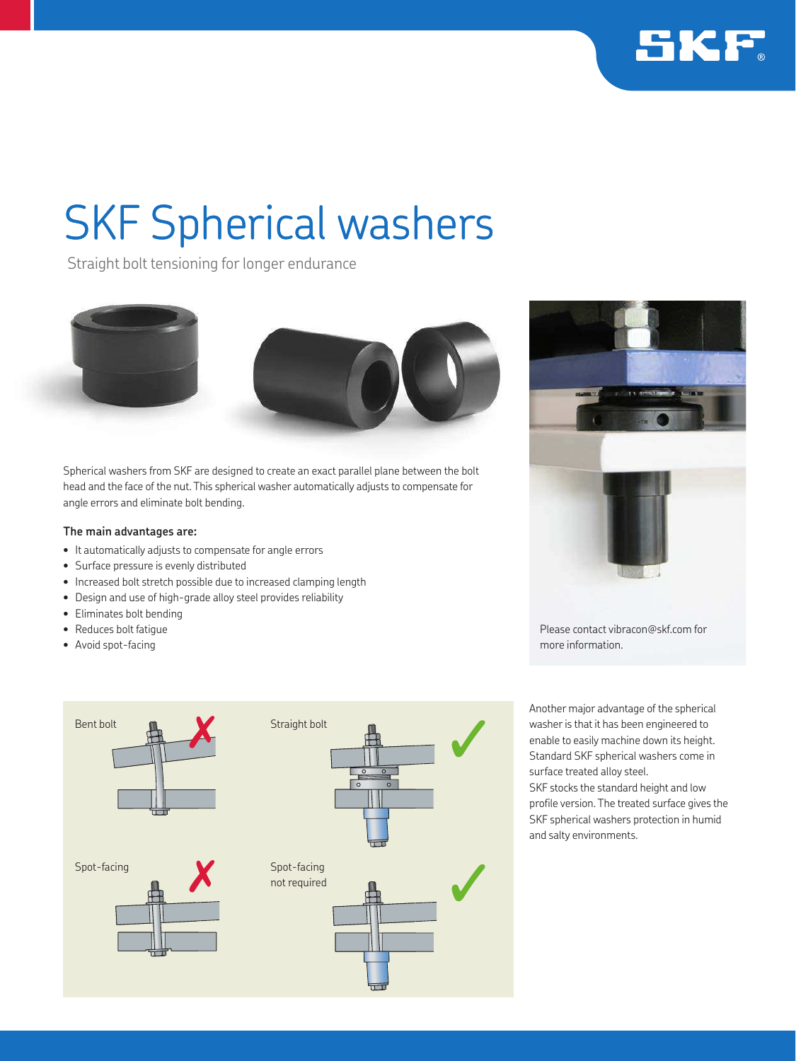# SKF Spherical washers

Straight bolt tensioning for longer endurance

Spherical washers from SKF are designed to create an exact parallel plane between the bolt head and the face of the nut. This spherical washer automatically adjusts to compensate for angle errors and eliminate bolt bending.

**The main advantages are:**

- It automatically adjusts to compensate for angle errors
- Surface pressure is evenly distributed
- Increased bolt stretch possible due to increased clamping length
- Design and use of high-grade alloy steel provides reliability
- Eliminates bolt bending
- Reduces bolt fatigue
- Avoid spot-facing

Please contact vibracon@skf.com for more information.

Bent bolt ✗

Straight bolt ✓

Spot-facing ✗

Spot-facing not required ✓

Another major advantage of the spherical washer is that it has been engineered to enable to easily machine down its height. Standard SKF spherical washers come in surface treated alloy steel.

SKF stocks the standard height and low profile version. The treated surface gives the SKF spherical washers protection in humid and salty environments.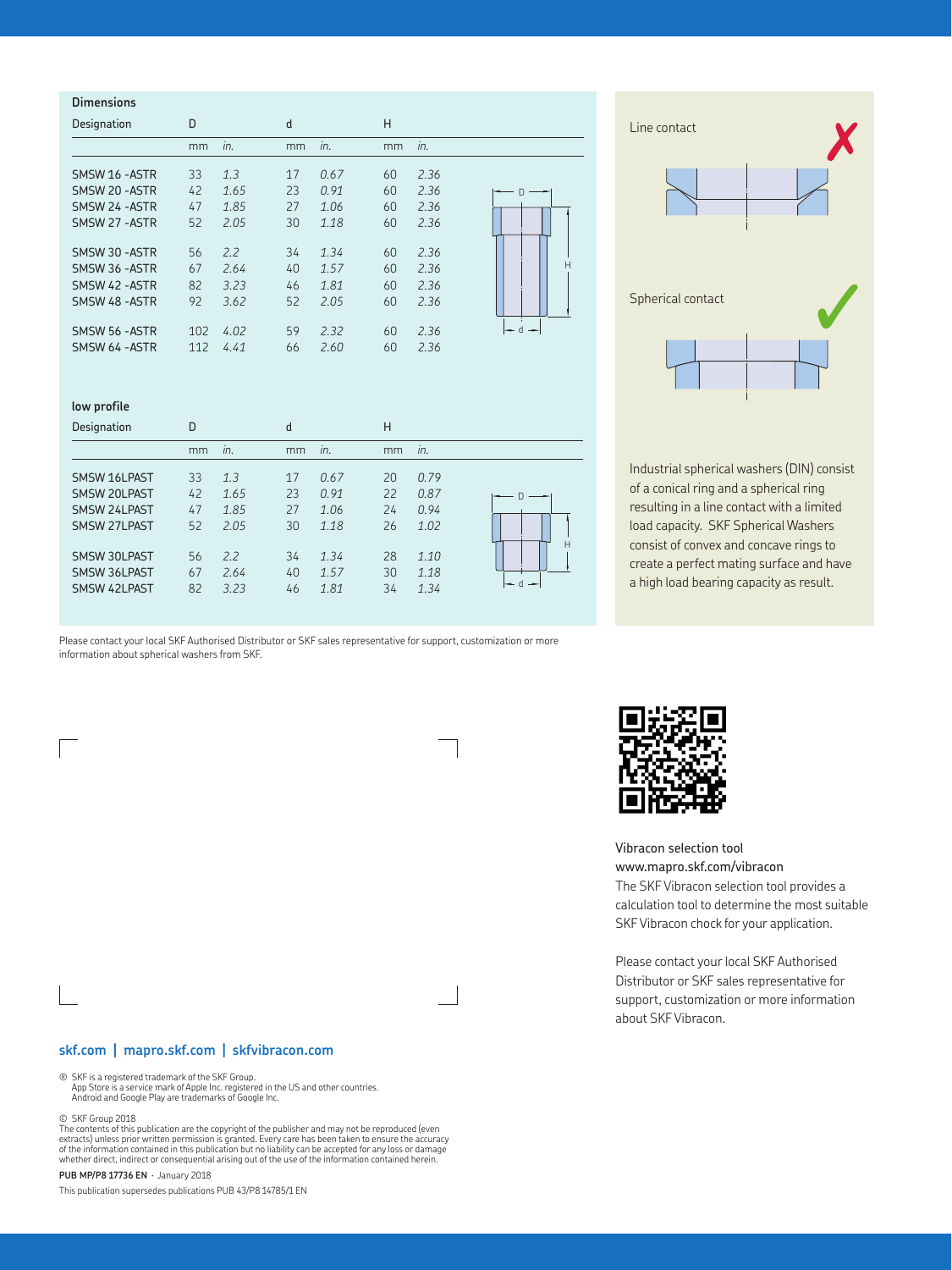## Dimensions

| Designation | D | | d | | H | |
|---|---|---|---|---|---|---|
| | mm | *in.* | mm | *in.* | mm | *in.* |
| SMSW 16 -ASTR | 33 | *1.3* | 17 | *0.67* | 60 | *2.36* |
| SMSW 20 -ASTR | 42 | *1.65* | 23 | *0.91* | 60 | *2.36* |
| SMSW 24 -ASTR | 47 | *1.85* | 27 | *1.06* | 60 | *2.36* |
| SMSW 27 -ASTR | 52 | *2.05* | 30 | *1.18* | 60 | *2.36* |
| SMSW 30 -ASTR | 56 | *2.2* | 34 | *1.34* | 60 | *2.36* |
| SMSW 36 -ASTR | 67 | *2.64* | 40 | *1.57* | 60 | *2.36* |
| SMSW 42 -ASTR | 82 | *3.23* | 46 | *1.81* | 60 | *2.36* |
| SMSW 48 -ASTR | 92 | *3.62* | 52 | *2.05* | 60 | *2.36* |
| SMSW 56 -ASTR | 102 | *4.02* | 59 | *2.32* | 60 | *2.36* |
| SMSW 64 -ASTR | 112 | *4.41* | 66 | *2.60* | 60 | *2.36* |

D
H
d

## low profile

| Designation | D | | d | | H | |
|---|---|---|---|---|---|---|
| | mm | *in.* | mm | *in.* | mm | *in.* |
| SMSW 16LPAST | 33 | *1.3* | 17 | *0.67* | 20 | *0.79* |
| SMSW 20LPAST | 42 | *1.65* | 23 | *0.91* | 22 | *0.87* |
| SMSW 24LPAST | 47 | *1.85* | 27 | *1.06* | 24 | *0.94* |
| SMSW 27LPAST | 52 | *2.05* | 30 | *1.18* | 26 | *1.02* |
| SMSW 30LPAST | 56 | *2.2* | 34 | *1.34* | 28 | *1.10* |
| SMSW 36LPAST | 67 | *2.64* | 40 | *1.57* | 30 | *1.18* |
| SMSW 42LPAST | 82 | *3.23* | 46 | *1.81* | 34 | *1.34* |

D
H
d

Please contact your local SKF Authorised Distributor or SKF sales representative for support, customization or more information about spherical washers from SKF.

Line contact ✗

Spherical contact ✓

Industrial spherical washers (DIN) consist of a conical ring and a spherical ring resulting in a line contact with a limited load capacity. SKF Spherical Washers consist of convex and concave rings to create a perfect mating surface and have a high load bearing capacity as result.

Vibracon selection tool
www.mapro.skf.com/vibracon
The SKF Vibracon selection tool provides a calculation tool to determine the most suitable SKF Vibracon chock for your application.

Please contact your local SKF Authorised Distributor or SKF sales representative for support, customization or more information about SKF Vibracon.

**skf.com | mapro.skf.com | skfvibracon.com**

® SKF is a registered trademark of the SKF Group.
App Store is a service mark of Apple Inc. registered in the US and other countries.
Android and Google Play are trademarks of Google Inc.

© SKF Group 2018
The contents of this publication are the copyright of the publisher and may not be reproduced (even extracts) unless prior written permission is granted. Every care has been taken to ensure the accuracy of the information contained in this publication but no liability can be accepted for any loss or damage whether direct, indirect or consequential arising out of the use of the information contained herein.

**PUB MP/P8 17736 EN** · January 2018

This publication supersedes publications PUB 43/P8 14785/1 EN